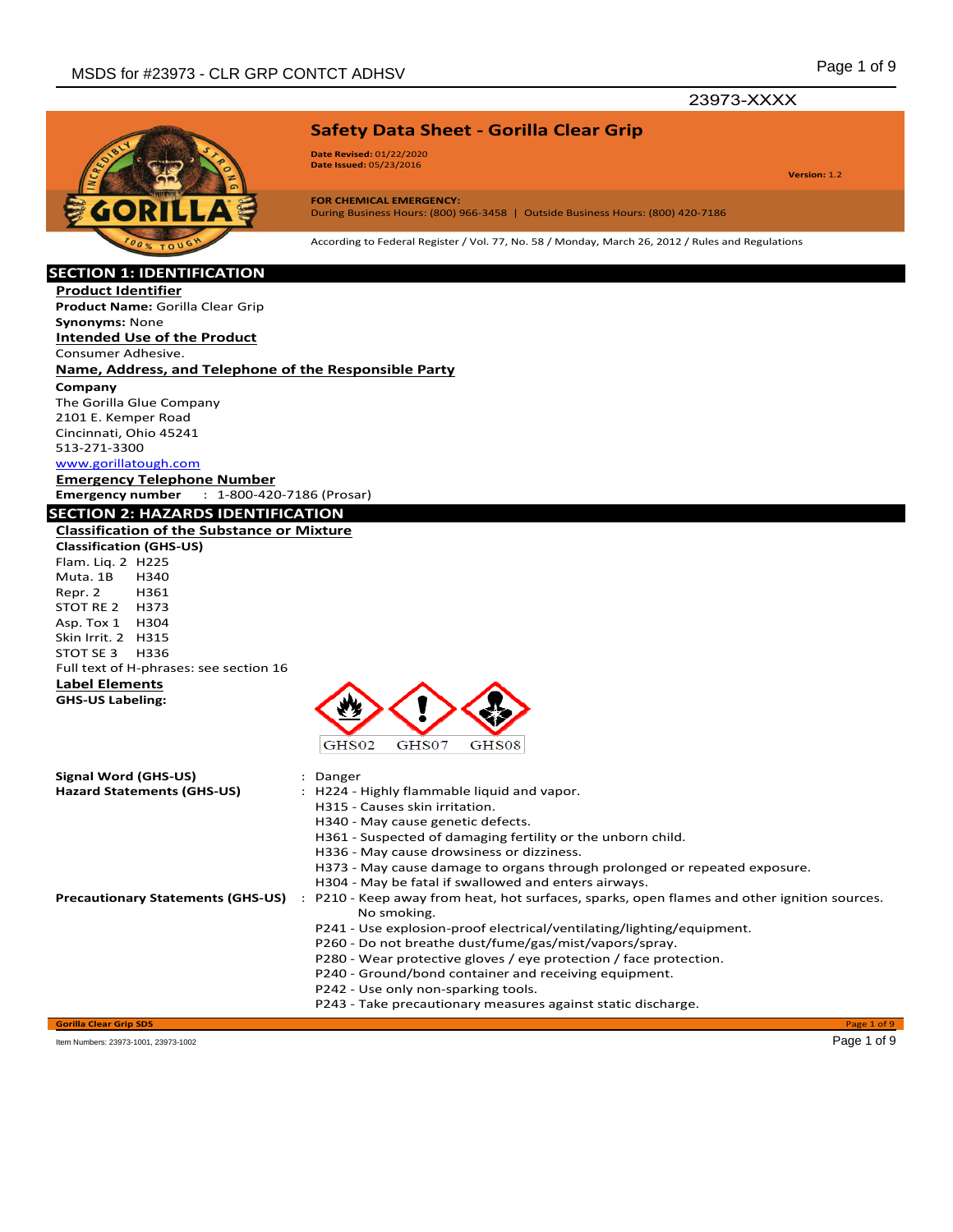# Safety Data Sheet - Gorilla Clear Grip

**Date Revised:** 01/22/2020
**Date Issued:** 05/23/2016

**Version:** 1.2

**FOR CHEMICAL EMERGENCY:**
During Business Hours: (800) 966-3458 | Outside Business Hours: (800) 420-7186

According to Federal Register / Vol. 77, No. 58 / Monday, March 26, 2012 / Rules and Regulations

## SECTION 1: IDENTIFICATION

### Product Identifier

**Product Name:** Gorilla Clear Grip
**Synonyms:** None

### Intended Use of the Product

Consumer Adhesive.

### Name, Address, and Telephone of the Responsible Party

**Company**
The Gorilla Glue Company
2101 E. Kemper Road
Cincinnati, Ohio 45241
513-271-3300
www.gorillatough.com

### Emergency Telephone Number

**Emergency number** : 1-800-420-7186 (Prosar)

## SECTION 2: HAZARDS IDENTIFICATION

### Classification of the Substance or Mixture

**Classification (GHS-US)**

Flam. Liq. 2 H225
Muta. 1B H340
Repr. 2 H361
STOT RE 2 H373
Asp. Tox 1 H304
Skin Irrit. 2 H315
STOT SE 3 H336

Full text of H-phrases: see section 16

### Label Elements

**GHS-US Labeling:**

GHS02 GHS07 GHS08

**Signal Word (GHS-US)** : Danger

**Hazard Statements (GHS-US)** :
- H224 - Highly flammable liquid and vapor.
- H315 - Causes skin irritation.
- H340 - May cause genetic defects.
- H361 - Suspected of damaging fertility or the unborn child.
- H336 - May cause drowsiness or dizziness.
- H373 - May cause damage to organs through prolonged or repeated exposure.
- H304 - May be fatal if swallowed and enters airways.

**Precautionary Statements (GHS-US)** :
- P210 - Keep away from heat, hot surfaces, sparks, open flames and other ignition sources. No smoking.
- P241 - Use explosion-proof electrical/ventilating/lighting/equipment.
- P260 - Do not breathe dust/fume/gas/mist/vapors/spray.
- P280 - Wear protective gloves / eye protection / face protection.
- P240 - Ground/bond container and receiving equipment.
- P242 - Use only non-sparking tools.
- P243 - Take precautionary measures against static discharge.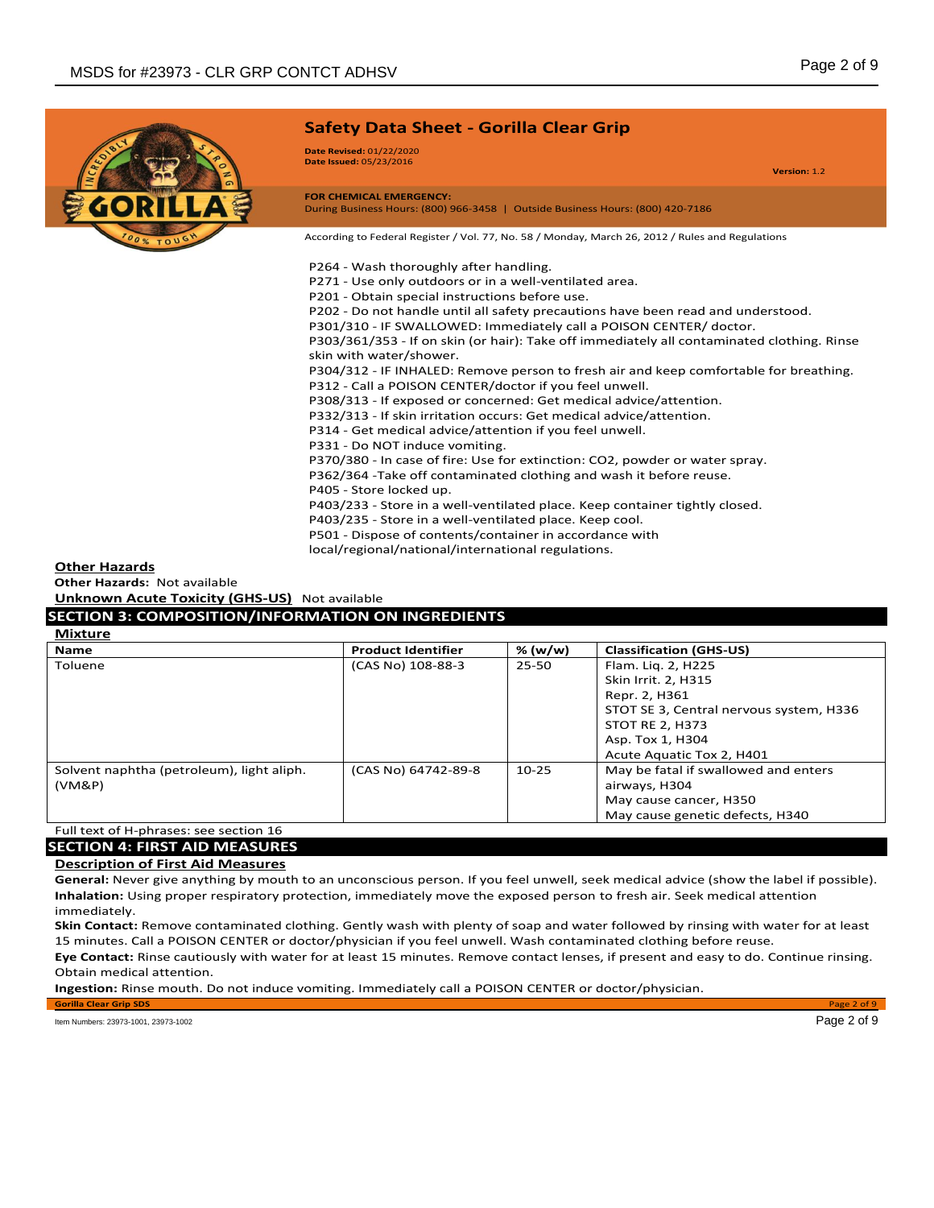## Safety Data Sheet - Gorilla Clear Grip

**Date Revised:** 01/22/2020
**Date Issued:** 05/23/2016

**Version:** 1.2

**FOR CHEMICAL EMERGENCY:**
During Business Hours: (800) 966-3458 | Outside Business Hours: (800) 420-7186

According to Federal Register / Vol. 77, No. 58 / Monday, March 26, 2012 / Rules and Regulations

P264 - Wash thoroughly after handling.
P271 - Use only outdoors or in a well-ventilated area.
P201 - Obtain special instructions before use.
P202 - Do not handle until all safety precautions have been read and understood.
P301/310 - IF SWALLOWED: Immediately call a POISON CENTER/ doctor.
P303/361/353 - If on skin (or hair): Take off immediately all contaminated clothing. Rinse skin with water/shower.
P304/312 - IF INHALED: Remove person to fresh air and keep comfortable for breathing.
P312 - Call a POISON CENTER/doctor if you feel unwell.
P308/313 - If exposed or concerned: Get medical advice/attention.
P332/313 - If skin irritation occurs: Get medical advice/attention.
P314 - Get medical advice/attention if you feel unwell.
P331 - Do NOT induce vomiting.
P370/380 - In case of fire: Use for extinction: CO2, powder or water spray.
P362/364 -Take off contaminated clothing and wash it before reuse.
P405 - Store locked up.
P403/233 - Store in a well-ventilated place. Keep container tightly closed.
P403/235 - Store in a well-ventilated place. Keep cool.
P501 - Dispose of contents/container in accordance with local/regional/national/international regulations.

**Other Hazards**

**Other Hazards:** Not available

**Unknown Acute Toxicity (GHS-US)** Not available

## SECTION 3: COMPOSITION/INFORMATION ON INGREDIENTS

**Mixture**

| Name | Product Identifier | % (w/w) | Classification (GHS-US) |
|---|---|---|---|
| Toluene | (CAS No) 108-88-3 | 25-50 | Flam. Liq. 2, H225<br>Skin Irrit. 2, H315<br>Repr. 2, H361<br>STOT SE 3, Central nervous system, H336<br>STOT RE 2, H373<br>Asp. Tox 1, H304<br>Acute Aquatic Tox 2, H401 |
| Solvent naphtha (petroleum), light aliph. (VM&P) | (CAS No) 64742-89-8 | 10-25 | May be fatal if swallowed and enters airways, H304<br>May cause cancer, H350<br>May cause genetic defects, H340 |

Full text of H-phrases: see section 16

## SECTION 4: FIRST AID MEASURES

**Description of First Aid Measures**

**General:** Never give anything by mouth to an unconscious person. If you feel unwell, seek medical advice (show the label if possible).

**Inhalation:** Using proper respiratory protection, immediately move the exposed person to fresh air. Seek medical attention immediately.

**Skin Contact:** Remove contaminated clothing. Gently wash with plenty of soap and water followed by rinsing with water for at least 15 minutes. Call a POISON CENTER or doctor/physician if you feel unwell. Wash contaminated clothing before reuse.

**Eye Contact:** Rinse cautiously with water for at least 15 minutes. Remove contact lenses, if present and easy to do. Continue rinsing. Obtain medical attention.

**Ingestion:** Rinse mouth. Do not induce vomiting. Immediately call a POISON CENTER or doctor/physician.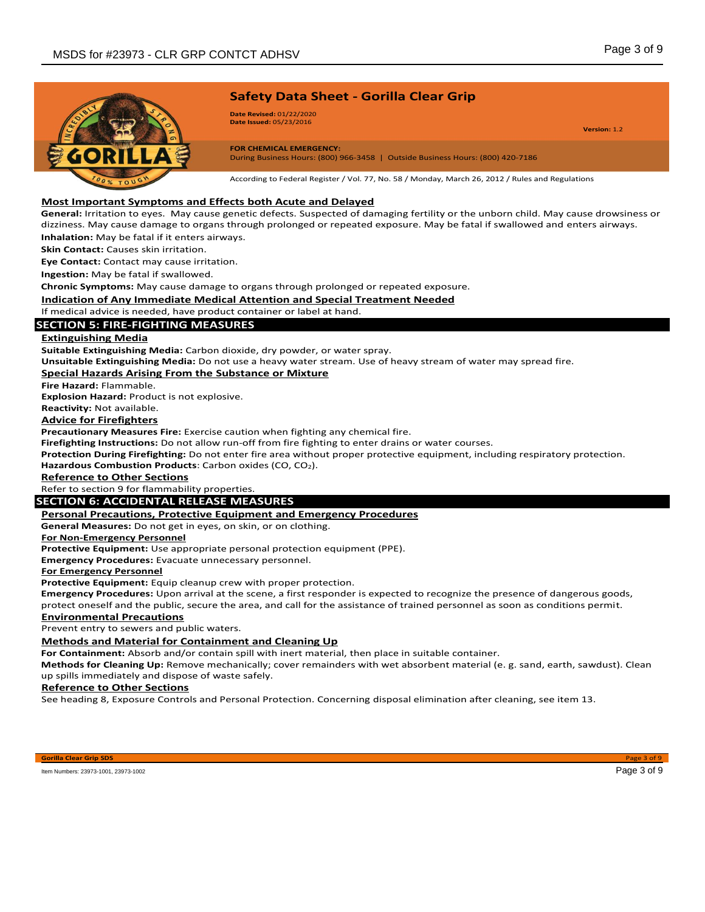### Most Important Symptoms and Effects both Acute and Delayed

**General:** Irritation to eyes. May cause genetic defects. Suspected of damaging fertility or the unborn child. May cause drowsiness or dizziness. May cause damage to organs through prolonged or repeated exposure. May be fatal if swallowed and enters airways.

**Inhalation:** May be fatal if it enters airways.

**Skin Contact:** Causes skin irritation.

**Eye Contact:** Contact may cause irritation.

**Ingestion:** May be fatal if swallowed.

**Chronic Symptoms:** May cause damage to organs through prolonged or repeated exposure.

### Indication of Any Immediate Medical Attention and Special Treatment Needed

If medical advice is needed, have product container or label at hand.

## SECTION 5: FIRE-FIGHTING MEASURES

### Extinguishing Media

**Suitable Extinguishing Media:** Carbon dioxide, dry powder, or water spray.

**Unsuitable Extinguishing Media:** Do not use a heavy water stream. Use of heavy stream of water may spread fire.

### Special Hazards Arising From the Substance or Mixture

**Fire Hazard:** Flammable.

**Explosion Hazard:** Product is not explosive.

**Reactivity:** Not available.

### Advice for Firefighters

**Precautionary Measures Fire:** Exercise caution when fighting any chemical fire.

**Firefighting Instructions:** Do not allow run-off from fire fighting to enter drains or water courses.

**Protection During Firefighting:** Do not enter fire area without proper protective equipment, including respiratory protection.

**Hazardous Combustion Products**: Carbon oxides ($CO$, $CO_2$).

### Reference to Other Sections

Refer to section 9 for flammability properties.

## SECTION 6: ACCIDENTAL RELEASE MEASURES

### Personal Precautions, Protective Equipment and Emergency Procedures

**General Measures:** Do not get in eyes, on skin, or on clothing.

#### For Non-Emergency Personnel

**Protective Equipment:** Use appropriate personal protection equipment (PPE).

**Emergency Procedures:** Evacuate unnecessary personnel.

#### For Emergency Personnel

**Protective Equipment:** Equip cleanup crew with proper protection.

**Emergency Procedures:** Upon arrival at the scene, a first responder is expected to recognize the presence of dangerous goods, protect oneself and the public, secure the area, and call for the assistance of trained personnel as soon as conditions permit.

### Environmental Precautions

Prevent entry to sewers and public waters.

### Methods and Material for Containment and Cleaning Up

**For Containment:** Absorb and/or contain spill with inert material, then place in suitable container.

**Methods for Cleaning Up:** Remove mechanically; cover remainders with wet absorbent material (e. g. sand, earth, sawdust). Clean up spills immediately and dispose of waste safely.

### Reference to Other Sections

See heading 8, Exposure Controls and Personal Protection. Concerning disposal elimination after cleaning, see item 13.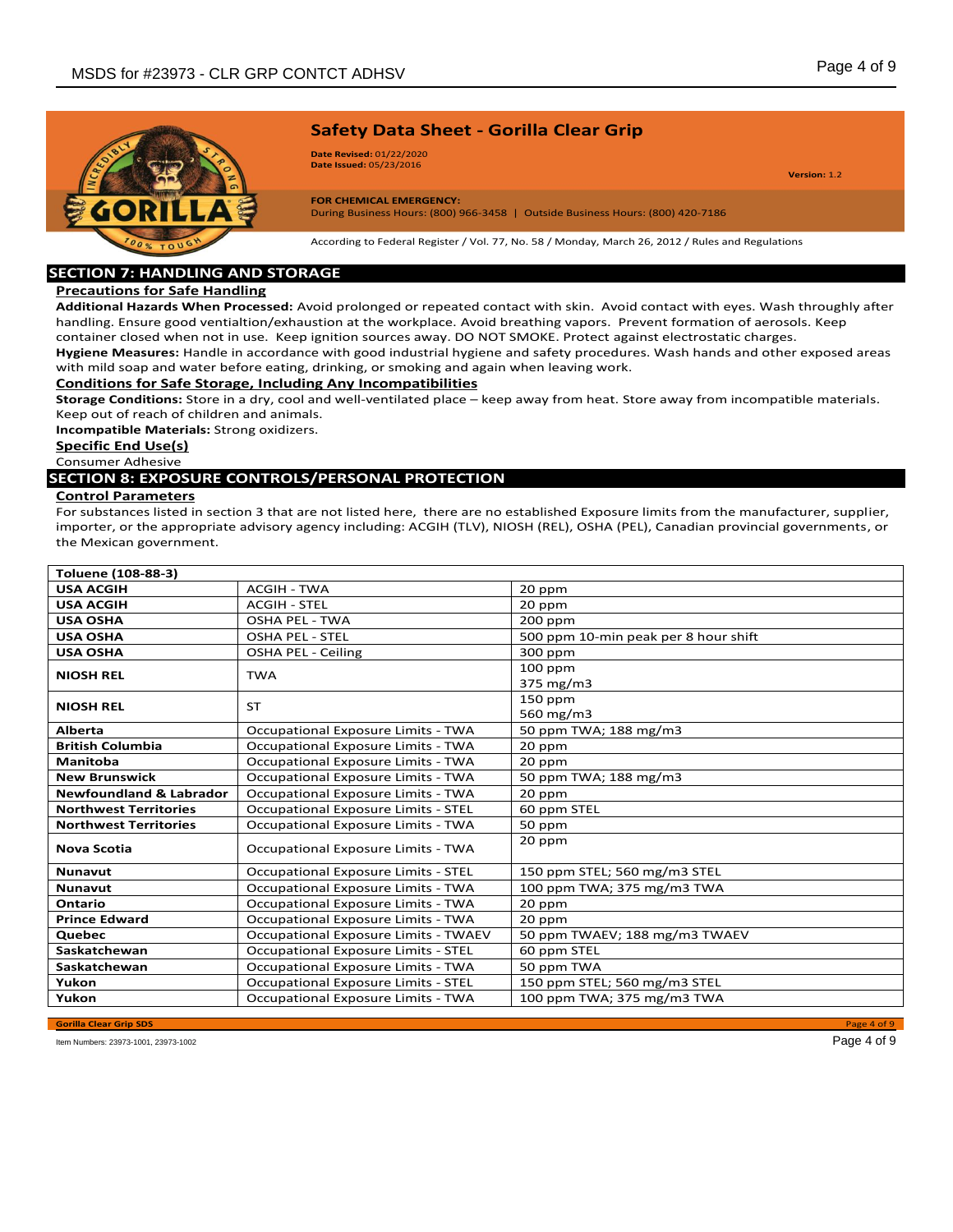## SECTION 7: HANDLING AND STORAGE

### Precautions for Safe Handling

**Additional Hazards When Processed:** Avoid prolonged or repeated contact with skin. Avoid contact with eyes. Wash throughly after handling. Ensure good ventialtion/exhaustion at the workplace. Avoid breathing vapors. Prevent formation of aerosols. Keep container closed when not in use. Keep ignition sources away. DO NOT SMOKE. Protect against electrostatic charges.

**Hygiene Measures:** Handle in accordance with good industrial hygiene and safety procedures. Wash hands and other exposed areas with mild soap and water before eating, drinking, or smoking and again when leaving work.

### Conditions for Safe Storage, Including Any Incompatibilities

**Storage Conditions:** Store in a dry, cool and well-ventilated place – keep away from heat. Store away from incompatible materials. Keep out of reach of children and animals.

**Incompatible Materials:** Strong oxidizers.

### Specific End Use(s)

Consumer Adhesive

## SECTION 8: EXPOSURE CONTROLS/PERSONAL PROTECTION

### Control Parameters

For substances listed in section 3 that are not listed here, there are no established Exposure limits from the manufacturer, supplier, importer, or the appropriate advisory agency including: ACGIH (TLV), NIOSH (REL), OSHA (PEL), Canadian provincial governments, or the Mexican government.

| Toluene (108-88-3) | | |
|---|---|---|
| **USA ACGIH** | ACGIH - TWA | 20 ppm |
| **USA ACGIH** | ACGIH - STEL | 20 ppm |
| **USA OSHA** | OSHA PEL - TWA | 200 ppm |
| **USA OSHA** | OSHA PEL - STEL | 500 ppm 10-min peak per 8 hour shift |
| **USA OSHA** | OSHA PEL - Ceiling | 300 ppm |
| **NIOSH REL** | TWA | 100 ppm<br>375 mg/m3 |
| **NIOSH REL** | ST | 150 ppm<br>560 mg/m3 |
| **Alberta** | Occupational Exposure Limits - TWA | 50 ppm TWA; 188 mg/m3 |
| **British Columbia** | Occupational Exposure Limits - TWA | 20 ppm |
| **Manitoba** | Occupational Exposure Limits - TWA | 20 ppm |
| **New Brunswick** | Occupational Exposure Limits - TWA | 50 ppm TWA; 188 mg/m3 |
| **Newfoundland & Labrador** | Occupational Exposure Limits - TWA | 20 ppm |
| **Northwest Territories** | Occupational Exposure Limits - STEL | 60 ppm STEL |
| **Northwest Territories** | Occupational Exposure Limits - TWA | 50 ppm |
| **Nova Scotia** | Occupational Exposure Limits - TWA | 20 ppm |
| **Nunavut** | Occupational Exposure Limits - STEL | 150 ppm STEL; 560 mg/m3 STEL |
| **Nunavut** | Occupational Exposure Limits - TWA | 100 ppm TWA; 375 mg/m3 TWA |
| **Ontario** | Occupational Exposure Limits - TWA | 20 ppm |
| **Prince Edward** | Occupational Exposure Limits - TWA | 20 ppm |
| **Quebec** | Occupational Exposure Limits - TWAEV | 50 ppm TWAEV; 188 mg/m3 TWAEV |
| **Saskatchewan** | Occupational Exposure Limits - STEL | 60 ppm STEL |
| **Saskatchewan** | Occupational Exposure Limits - TWA | 50 ppm TWA |
| **Yukon** | Occupational Exposure Limits - STEL | 150 ppm STEL; 560 mg/m3 STEL |
| **Yukon** | Occupational Exposure Limits - TWA | 100 ppm TWA; 375 mg/m3 TWA |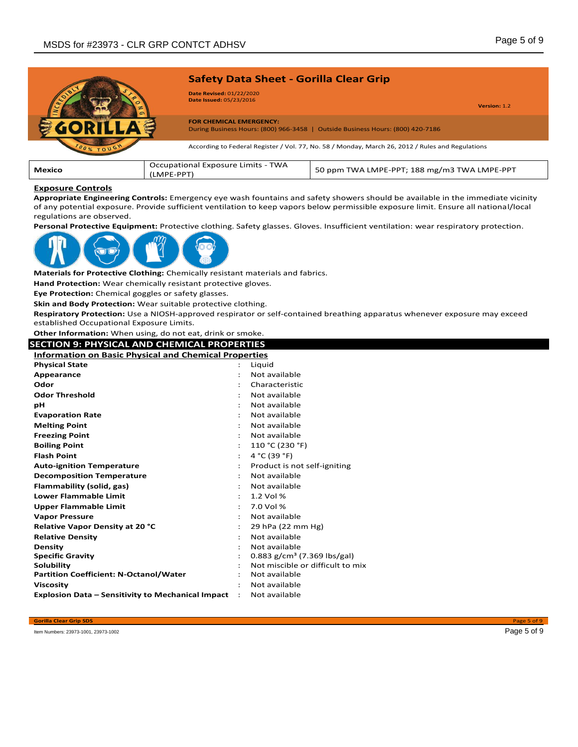| Mexico | Occupational Exposure Limits - TWA (LMPE-PPT) | 50 ppm TWA LMPE-PPT; 188 mg/m3 TWA LMPE-PPT |
|---|---|---|

**Exposure Controls**

**Appropriate Engineering Controls:** Emergency eye wash fountains and safety showers should be available in the immediate vicinity of any potential exposure. Provide sufficient ventilation to keep vapors below permissible exposure limit. Ensure all national/local regulations are observed.

**Personal Protective Equipment:** Protective clothing. Safety glasses. Gloves. Insufficient ventilation: wear respiratory protection.

**Materials for Protective Clothing:** Chemically resistant materials and fabrics.

**Hand Protection:** Wear chemically resistant protective gloves.

**Eye Protection:** Chemical goggles or safety glasses.

**Skin and Body Protection:** Wear suitable protective clothing.

**Respiratory Protection:** Use a NIOSH-approved respirator or self-contained breathing apparatus whenever exposure may exceed established Occupational Exposure Limits.

**Other Information:** When using, do not eat, drink or smoke.

## SECTION 9: PHYSICAL AND CHEMICAL PROPERTIES

**Information on Basic Physical and Chemical Properties**

| Property | Value |
|---|---|
| **Physical State** | Liquid |
| **Appearance** | Not available |
| **Odor** | Characteristic |
| **Odor Threshold** | Not available |
| **pH** | Not available |
| **Evaporation Rate** | Not available |
| **Melting Point** | Not available |
| **Freezing Point** | Not available |
| **Boiling Point** | 110 °C (230 °F) |
| **Flash Point** | 4 °C (39 °F) |
| **Auto-ignition Temperature** | Product is not self-igniting |
| **Decomposition Temperature** | Not available |
| **Flammability (solid, gas)** | Not available |
| **Lower Flammable Limit** | 1.2 Vol % |
| **Upper Flammable Limit** | 7.0 Vol % |
| **Vapor Pressure** | Not available |
| **Relative Vapor Density at 20 °C** | 29 hPa (22 mm Hg) |
| **Relative Density** | Not available |
| **Density** | Not available |
| **Specific Gravity** | 0.883 g/cm³ (7.369 lbs/gal) |
| **Solubility** | Not miscible or difficult to mix |
| **Partition Coefficient: N-Octanol/Water** | Not available |
| **Viscosity** | Not available |
| **Explosion Data – Sensitivity to Mechanical Impact** | Not available |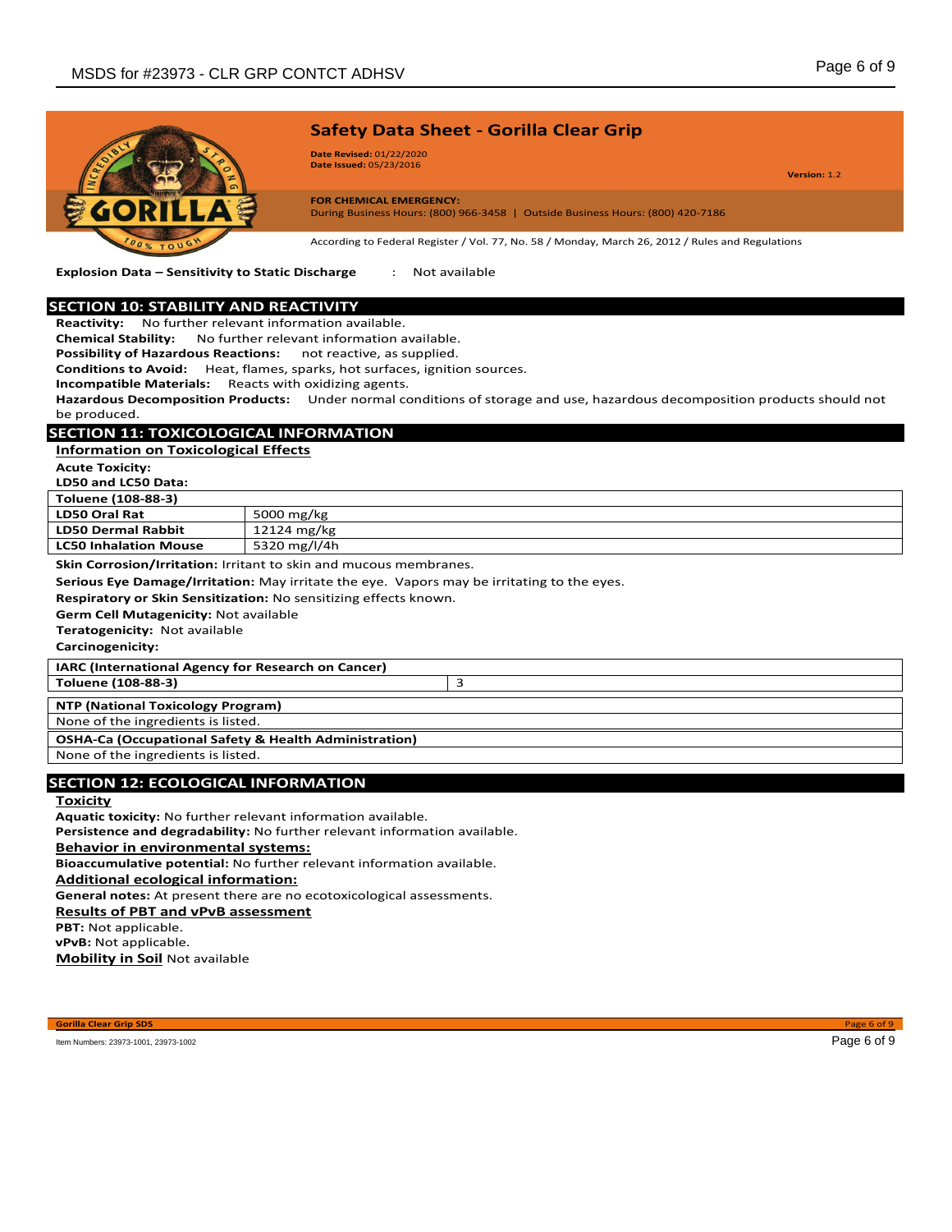**Explosion Data – Sensitivity to Static Discharge** : Not available

## SECTION 10: STABILITY AND REACTIVITY

**Reactivity:** No further relevant information available.
**Chemical Stability:** No further relevant information available.
**Possibility of Hazardous Reactions:** not reactive, as supplied.
**Conditions to Avoid:** Heat, flames, sparks, hot surfaces, ignition sources.
**Incompatible Materials:** Reacts with oxidizing agents.
**Hazardous Decomposition Products:** Under normal conditions of storage and use, hazardous decomposition products should not be produced.

## SECTION 11: TOXICOLOGICAL INFORMATION

**Information on Toxicological Effects**

**Acute Toxicity:**
**LD50 and LC50 Data:**

| Toluene (108-88-3) | |
|---|---|
| LD50 Oral Rat | 5000 mg/kg |
| LD50 Dermal Rabbit | 12124 mg/kg |
| LC50 Inhalation Mouse | 5320 mg/l/4h |

**Skin Corrosion/Irritation:** Irritant to skin and mucous membranes.

**Serious Eye Damage/Irritation:** May irritate the eye. Vapors may be irritating to the eyes.

**Respiratory or Skin Sensitization:** No sensitizing effects known.

**Germ Cell Mutagenicity:** Not available

**Teratogenicity:** Not available

**Carcinogenicity:**

| IARC (International Agency for Research on Cancer) | |
|---|---|
| Toluene (108-88-3) | 3 |

| NTP (National Toxicology Program) |
|---|
| None of the ingredients is listed. |

| OSHA-Ca (Occupational Safety & Health Administration) |
|---|
| None of the ingredients is listed. |

## SECTION 12: ECOLOGICAL INFORMATION

**Toxicity**

**Aquatic toxicity:** No further relevant information available.
**Persistence and degradability:** No further relevant information available.

**Behavior in environmental systems:**

**Bioaccumulative potential:** No further relevant information available.

**Additional ecological information:**

**General notes:** At present there are no ecotoxicological assessments.

**Results of PBT and vPvB assessment**

**PBT:** Not applicable.
**vPvB:** Not applicable.

**Mobility in Soil** Not available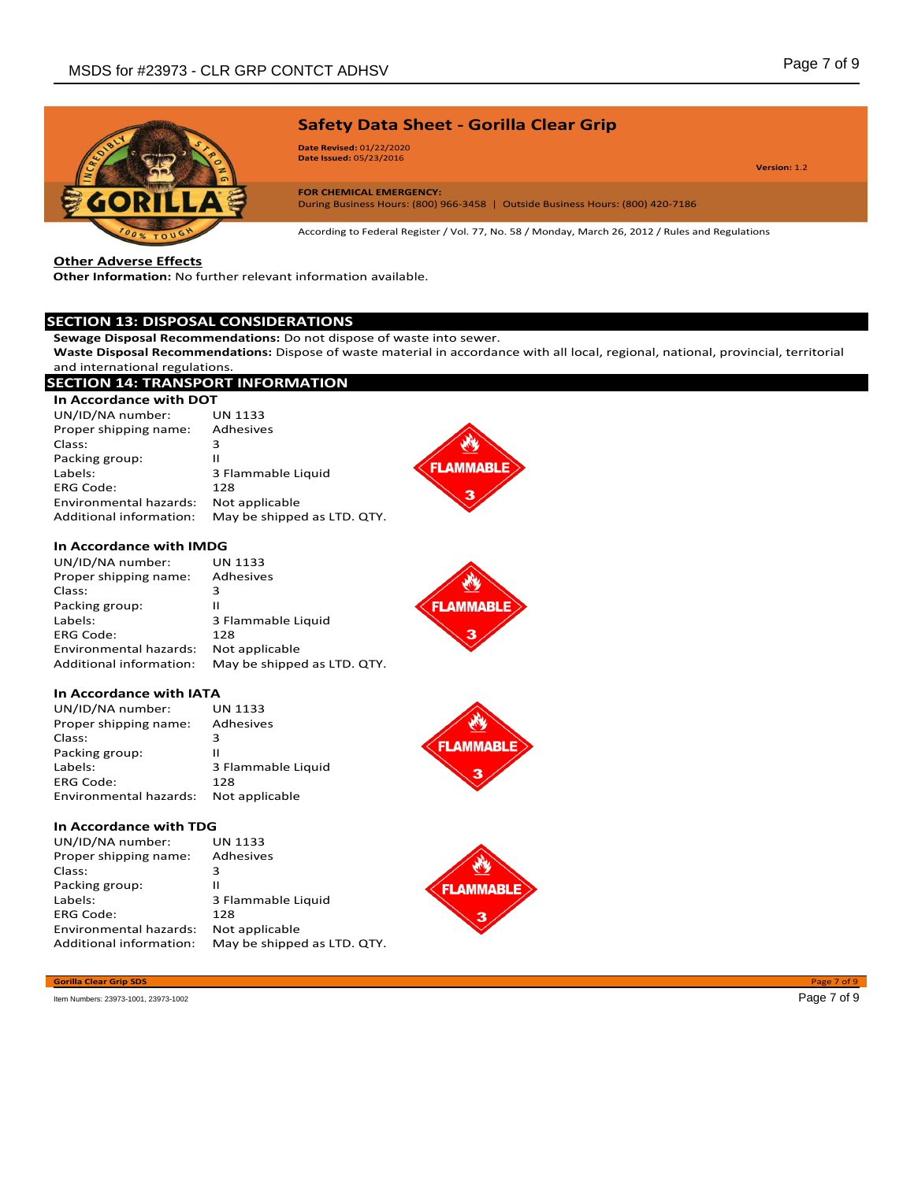## Safety Data Sheet - Gorilla Clear Grip

**Date Revised:** 01/22/2020
**Date Issued:** 05/23/2016

**Version:** 1.2

**FOR CHEMICAL EMERGENCY:**
During Business Hours: (800) 966-3458 | Outside Business Hours: (800) 420-7186

According to Federal Register / Vol. 77, No. 58 / Monday, March 26, 2012 / Rules and Regulations

### Other Adverse Effects

**Other Information:** No further relevant information available.

## SECTION 13: DISPOSAL CONSIDERATIONS

**Sewage Disposal Recommendations:** Do not dispose of waste into sewer.
**Waste Disposal Recommendations:** Dispose of waste material in accordance with all local, regional, national, provincial, territorial and international regulations.

## SECTION 14: TRANSPORT INFORMATION

### In Accordance with DOT

| | |
|---|---|
| UN/ID/NA number: | UN 1133 |
| Proper shipping name: | Adhesives |
| Class: | 3 |
| Packing group: | II |
| Labels: | 3 Flammable Liquid |
| ERG Code: | 128 |
| Environmental hazards: | Not applicable |
| Additional information: | May be shipped as LTD. QTY. |

FLAMMABLE 3

### In Accordance with IMDG

| | |
|---|---|
| UN/ID/NA number: | UN 1133 |
| Proper shipping name: | Adhesives |
| Class: | 3 |
| Packing group: | II |
| Labels: | 3 Flammable Liquid |
| ERG Code: | 128 |
| Environmental hazards: | Not applicable |
| Additional information: | May be shipped as LTD. QTY. |

FLAMMABLE 3

### In Accordance with IATA

| | |
|---|---|
| UN/ID/NA number: | UN 1133 |
| Proper shipping name: | Adhesives |
| Class: | 3 |
| Packing group: | II |
| Labels: | 3 Flammable Liquid |
| ERG Code: | 128 |
| Environmental hazards: | Not applicable |

FLAMMABLE 3

### In Accordance with TDG

| | |
|---|---|
| UN/ID/NA number: | UN 1133 |
| Proper shipping name: | Adhesives |
| Class: | 3 |
| Packing group: | II |
| Labels: | 3 Flammable Liquid |
| ERG Code: | 128 |
| Environmental hazards: | Not applicable |
| Additional information: | May be shipped as LTD. QTY. |

FLAMMABLE 3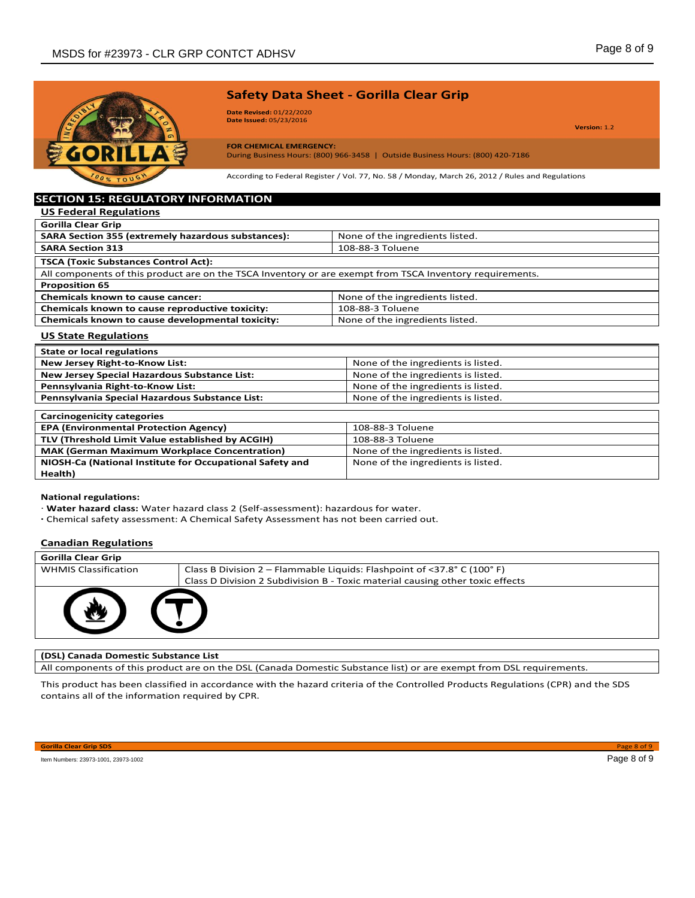## Safety Data Sheet - Gorilla Clear Grip

**Date Revised:** 01/22/2020
**Date Issued:** 05/23/2016

**Version:** 1.2

**FOR CHEMICAL EMERGENCY:**
During Business Hours: (800) 966-3458 | Outside Business Hours: (800) 420-7186

According to Federal Register / Vol. 77, No. 58 / Monday, March 26, 2012 / Rules and Regulations

## SECTION 15: REGULATORY INFORMATION

### US Federal Regulations

| Gorilla Clear Grip | |
|---|---|
| **SARA Section 355 (extremely hazardous substances):** | None of the ingredients listed. |
| **SARA Section 313** | 108-88-3 Toluene |
| **TSCA (Toxic Substances Control Act):** | |
| All components of this product are on the TSCA Inventory or are exempt from TSCA Inventory requirements. | |
| **Proposition 65** | |
| **Chemicals known to cause cancer:** | None of the ingredients listed. |
| **Chemicals known to cause reproductive toxicity:** | 108-88-3 Toluene |
| **Chemicals known to cause developmental toxicity:** | None of the ingredients listed. |

### US State Regulations

| State or local regulations | |
|---|---|
| **New Jersey Right-to-Know List:** | None of the ingredients is listed. |
| **New Jersey Special Hazardous Substance List:** | None of the ingredients is listed. |
| **Pennsylvania Right-to-Know List:** | None of the ingredients is listed. |
| **Pennsylvania Special Hazardous Substance List:** | None of the ingredients is listed. |

| Carcinogenicity categories | |
|---|---|
| **EPA (Environmental Protection Agency)** | 108-88-3 Toluene |
| **TLV (Threshold Limit Value established by ACGIH)** | 108-88-3 Toluene |
| **MAK (German Maximum Workplace Concentration)** | None of the ingredients is listed. |
| **NIOSH-Ca (National Institute for Occupational Safety and Health)** | None of the ingredients is listed. |

**National regulations:**

· **Water hazard class:** Water hazard class 2 (Self-assessment): hazardous for water.
· Chemical safety assessment: A Chemical Safety Assessment has not been carried out.

### Canadian Regulations

| Gorilla Clear Grip | |
|---|---|
| WHMIS Classification | Class B Division 2 – Flammable Liquids: Flashpoint of <37.8° C (100° F)<br>Class D Division 2 Subdivision B - Toxic material causing other toxic effects |

| (DSL) Canada Domestic Substance List |
|---|
| All components of this product are on the DSL (Canada Domestic Substance list) or are exempt from DSL requirements. |

This product has been classified in accordance with the hazard criteria of the Controlled Products Regulations (CPR) and the SDS contains all of the information required by CPR.

Item Numbers: 23973-1001, 23973-1002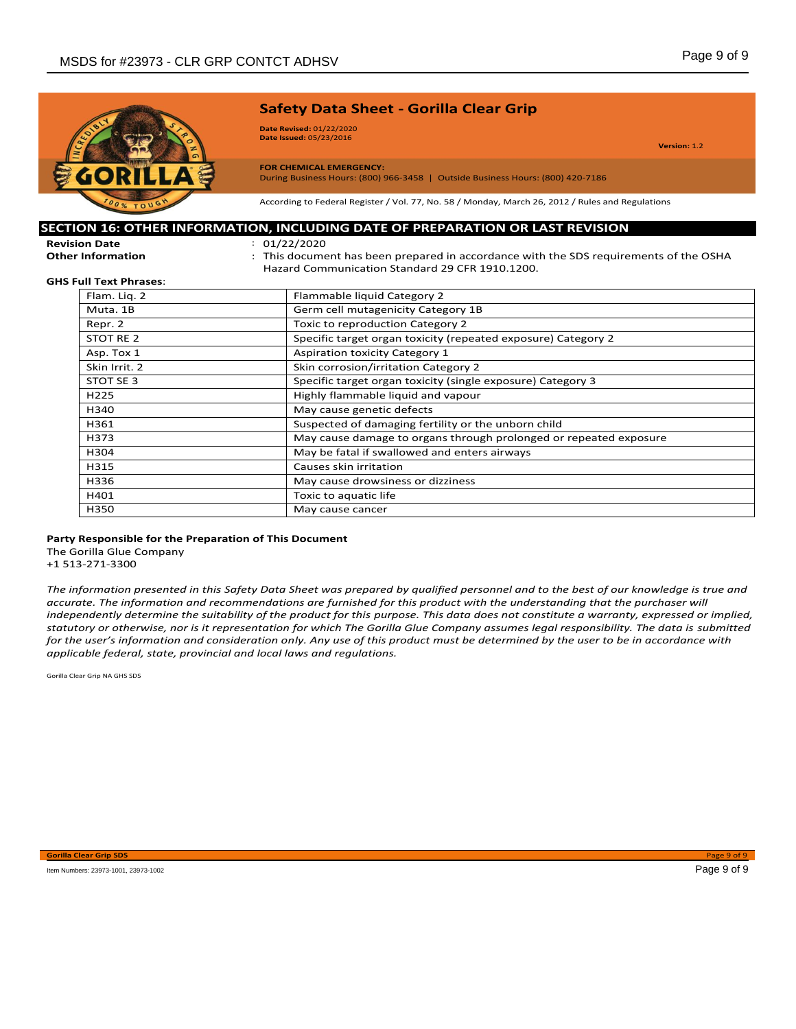## Safety Data Sheet - Gorilla Clear Grip

**Date Revised:** 01/22/2020
**Date Issued:** 05/23/2016

**Version:** 1.2

**FOR CHEMICAL EMERGENCY:**
During Business Hours: (800) 966-3458 | Outside Business Hours: (800) 420-7186

According to Federal Register / Vol. 77, No. 58 / Monday, March 26, 2012 / Rules and Regulations

## SECTION 16: OTHER INFORMATION, INCLUDING DATE OF PREPARATION OR LAST REVISION

**Revision Date** : 01/22/2020

**Other Information** : This document has been prepared in accordance with the SDS requirements of the OSHA Hazard Communication Standard 29 CFR 1910.1200.

**GHS Full Text Phrases**:

| | |
|---|---|
| Flam. Liq. 2 | Flammable liquid Category 2 |
| Muta. 1B | Germ cell mutagenicity Category 1B |
| Repr. 2 | Toxic to reproduction Category 2 |
| STOT RE 2 | Specific target organ toxicity (repeated exposure) Category 2 |
| Asp. Tox 1 | Aspiration toxicity Category 1 |
| Skin Irrit. 2 | Skin corrosion/irritation Category 2 |
| STOT SE 3 | Specific target organ toxicity (single exposure) Category 3 |
| H225 | Highly flammable liquid and vapour |
| H340 | May cause genetic defects |
| H361 | Suspected of damaging fertility or the unborn child |
| H373 | May cause damage to organs through prolonged or repeated exposure |
| H304 | May be fatal if swallowed and enters airways |
| H315 | Causes skin irritation |
| H336 | May cause drowsiness or dizziness |
| H401 | Toxic to aquatic life |
| H350 | May cause cancer |

**Party Responsible for the Preparation of This Document**

The Gorilla Glue Company
+1 513-271-3300

*The information presented in this Safety Data Sheet was prepared by qualified personnel and to the best of our knowledge is true and accurate. The information and recommendations are furnished for this product with the understanding that the purchaser will independently determine the suitability of the product for this purpose. This data does not constitute a warranty, expressed or implied, statutory or otherwise, nor is it representation for which The Gorilla Glue Company assumes legal responsibility. The data is submitted for the user's information and consideration only. Any use of this product must be determined by the user to be in accordance with applicable federal, state, provincial and local laws and regulations.*

Gorilla Clear Grip NA GHS SDS

Item Numbers: 23973-1001, 23973-1002